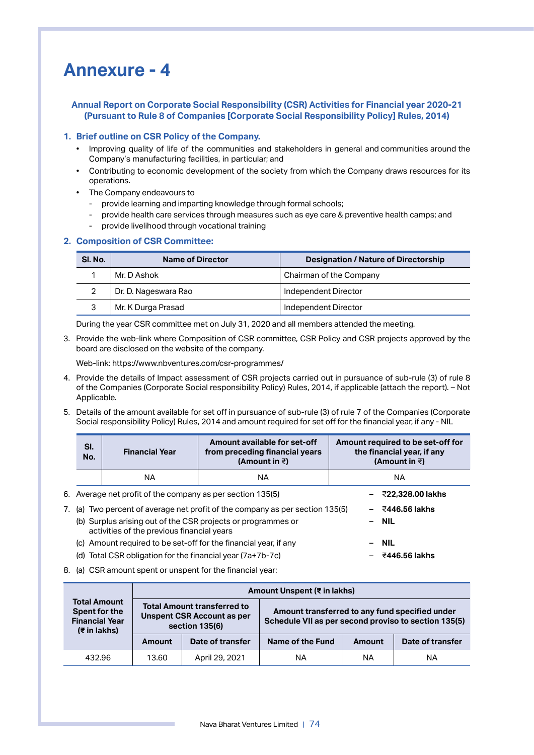# Annexure - 4

## Annual Report on Corporate Social Responsibility (CSR) Activities for Financial year 2020-21 (Pursuant to Rule 8 of Companies [Corporate Social Responsibility Policy] Rules, 2014)

### 1. Brief outline on CSR Policy of the Company.

- Improving quality of life of the communities and stakeholders in general and communities around the Company's manufacturing facilities, in particular; and
- Contributing to economic development of the society from which the Company draws resources for its operations.
- The Company endeavours to
  - provide learning and imparting knowledge through formal schools;
  - provide health care services through measures such as eye care & preventive health camps; and
  - provide livelihood through vocational training

### 2. Composition of CSR Committee:

| Sl. No. | Name of Director | Designation / Nature of Directorship |
|---|---|---|
| 1 | Mr. D Ashok | Chairman of the Company |
| 2 | Dr. D. Nageswara Rao | Independent Director |
| 3 | Mr. K Durga Prasad | Independent Director |

During the year CSR committee met on July 31, 2020 and all members attended the meeting.

3. Provide the web-link where Composition of CSR committee, CSR Policy and CSR projects approved by the board are disclosed on the website of the company.

   Web-link: https://www.nbventures.com/csr-programmes/

4. Provide the details of Impact assessment of CSR projects carried out in pursuance of sub-rule (3) of rule 8 of the Companies (Corporate Social responsibility Policy) Rules, 2014, if applicable (attach the report). – Not Applicable.

5. Details of the amount available for set off in pursuance of sub-rule (3) of rule 7 of the Companies (Corporate Social responsibility Policy) Rules, 2014 and amount required for set off for the financial year, if any - NIL

| Sl. No. | Financial Year | Amount available for set-off from preceding financial years (Amount in ₹) | Amount required to be set-off for the financial year, if any (Amount in ₹) |
|---|---|---|---|
| | NA | NA | NA |

6. Average net profit of the company as per section 135(5) – **₹22,328.00 lakhs**

7. (a) Two percent of average net profit of the company as per section 135(5) – **₹446.56 lakhs**

   (b) Surplus arising out of the CSR projects or programmes or activities of the previous financial years – **NIL**

   (c) Amount required to be set-off for the financial year, if any – **NIL**

   (d) Total CSR obligation for the financial year (7a+7b-7c) – **₹446.56 lakhs**

8. (a) CSR amount spent or unspent for the financial year:

| Total Amount Spent for the Financial Year (₹ in lakhs) | Amount Unspent (₹ in lakhs) | | | | |
|---|---|---|---|---|---|
| | Total Amount transferred to Unspent CSR Account as per section 135(6) | | Amount transferred to any fund specified under Schedule VII as per second proviso to section 135(5) | | |
| | Amount | Date of transfer | Name of the Fund | Amount | Date of transfer |
| 432.96 | 13.60 | April 29, 2021 | NA | NA | NA |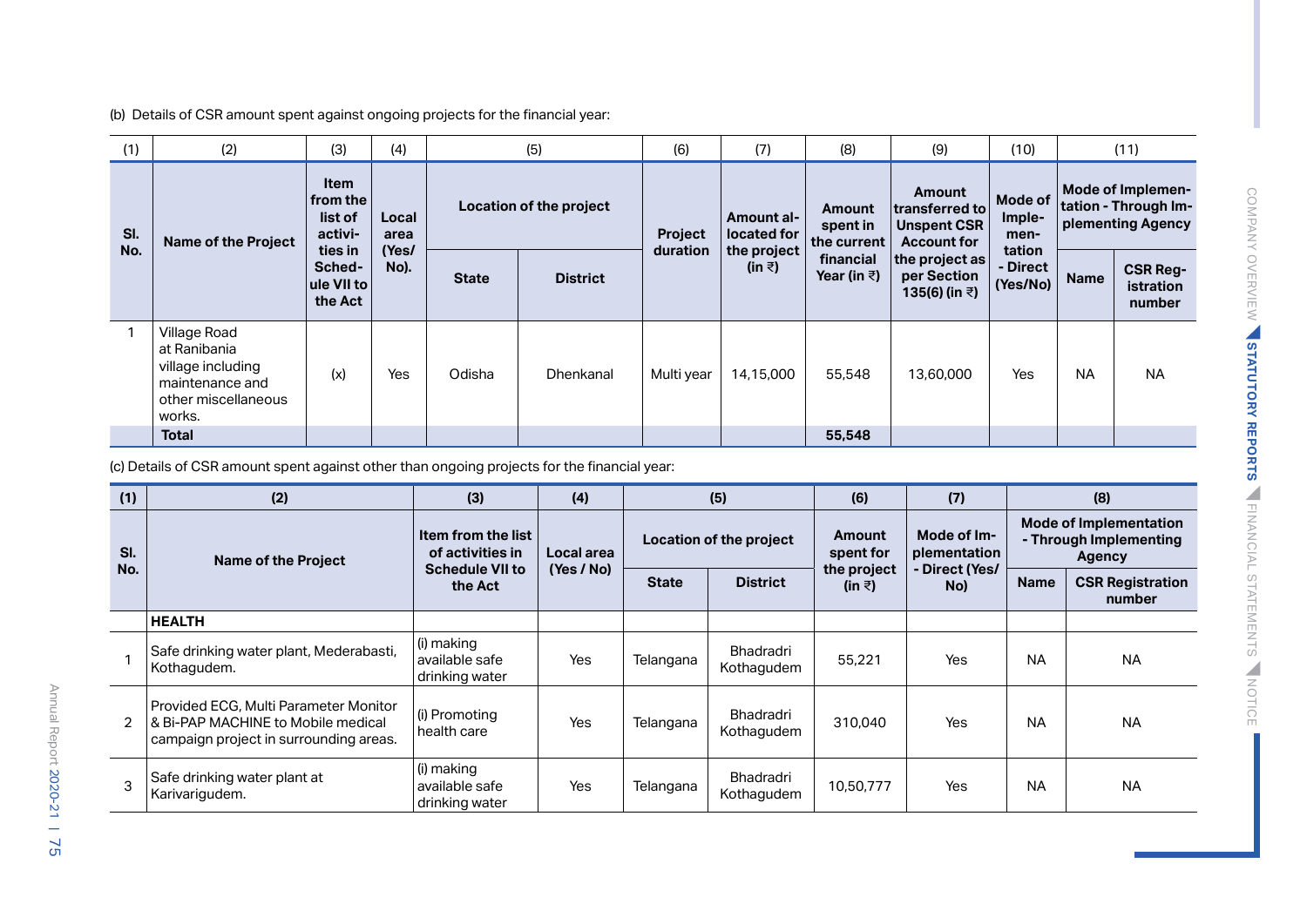(b) Details of CSR amount spent against ongoing projects for the financial year:

| (1) | (2) | (3) | (4) | (5) | | (6) | (7) | (8) | (9) | (10) | (11) | |
|---|---|---|---|---|---|---|---|---|---|---|---|---|
| Sl. No. | Name of the Project | Item from the list of activities in Schedule VII to the Act | Local area (Yes/ No). | Location of the project | | Project duration | Amount allocated for the project (in ₹) | Amount spent in the current financial Year (in ₹) | Amount transferred to Unspent CSR Account for the project as per Section 135(6) (in ₹) | Mode of Implementation - Direct (Yes/No) | Mode of Implementation - Through Implementing Agency | |
| | | | | State | District | | | | | | Name | CSR Registration number |
| 1 | Village Road at Ranibania village including maintenance and other miscellaneous works. | (x) | Yes | Odisha | Dhenkanal | Multi year | 14,15,000 | 55,548 | 13,60,000 | Yes | NA | NA |
| | **Total** | | | | | | | **55,548** | | | | |

(c) Details of CSR amount spent against other than ongoing projects for the financial year:

| (1) | (2) | (3) | (4) | (5) | | (6) | (7) | (8) | |
|---|---|---|---|---|---|---|---|---|---|
| Sl. No. | Name of the Project | Item from the list of activities in Schedule VII to the Act | Local area (Yes / No) | Location of the project | | Amount spent for the project (in ₹) | Mode of Implementation - Direct (Yes/ No) | Mode of Implementation - Through Implementing Agency | |
| | | | | State | District | | | Name | CSR Registration number |
| | **HEALTH** | | | | | | | | |
| 1 | Safe drinking water plant, Mederabasti, Kothagudem. | (i) making available safe drinking water | Yes | Telangana | Bhadradri Kothagudem | 55,221 | Yes | NA | NA |
| 2 | Provided ECG, Multi Parameter Monitor & Bi-PAP MACHINE to Mobile medical campaign project in surrounding areas. | (i) Promoting health care | Yes | Telangana | Bhadradri Kothagudem | 310,040 | Yes | NA | NA |
| 3 | Safe drinking water plant at Karivarigudem. | (i) making available safe drinking water | Yes | Telangana | Bhadradri Kothagudem | 10,50,777 | Yes | NA | NA |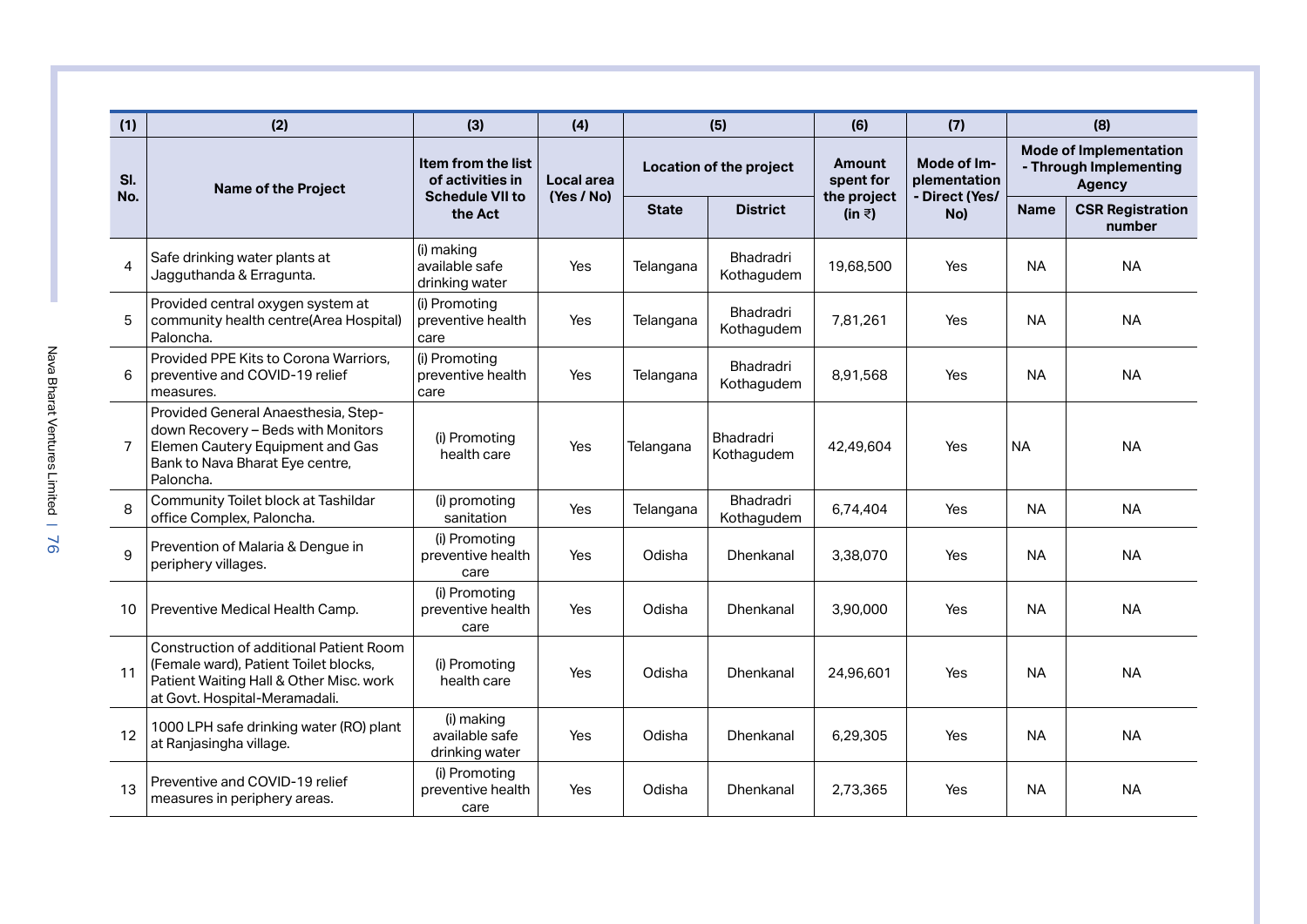| (1) | (2) | (3) | (4) | (5) | | (6) | (7) | (8) | |
|---|---|---|---|---|---|---|---|---|---|
| Sl. No. | Name of the Project | Item from the list of activities in Schedule VII to the Act | Local area (Yes / No) | Location of the project | | Amount spent for the project (in ₹) | Mode of Implementation - Direct (Yes/ No) | Mode of Implementation - Through Implementing Agency | |
| | | | | State | District | | | Name | CSR Registration number |
| 4 | Safe drinking water plants at Jagguthanda & Erragunta. | (i) making available safe drinking water | Yes | Telangana | Bhadradri Kothagudem | 19,68,500 | Yes | NA | NA |
| 5 | Provided central oxygen system at community health centre(Area Hospital) Paloncha. | (i) Promoting preventive health care | Yes | Telangana | Bhadradri Kothagudem | 7,81,261 | Yes | NA | NA |
| 6 | Provided PPE Kits to Corona Warriors, preventive and COVID-19 relief measures. | (i) Promoting preventive health care | Yes | Telangana | Bhadradri Kothagudem | 8,91,568 | Yes | NA | NA |
| 7 | Provided General Anaesthesia, Step-down Recovery – Beds with Monitors Elemen Cautery Equipment and Gas Bank to Nava Bharat Eye centre, Paloncha. | (i) Promoting health care | Yes | Telangana | Bhadradri Kothagudem | 42,49,604 | Yes | NA | NA |
| 8 | Community Toilet block at Tashildar office Complex, Paloncha. | (i) promoting sanitation | Yes | Telangana | Bhadradri Kothagudem | 6,74,404 | Yes | NA | NA |
| 9 | Prevention of Malaria & Dengue in periphery villages. | (i) Promoting preventive health care | Yes | Odisha | Dhenkanal | 3,38,070 | Yes | NA | NA |
| 10 | Preventive Medical Health Camp. | (i) Promoting preventive health care | Yes | Odisha | Dhenkanal | 3,90,000 | Yes | NA | NA |
| 11 | Construction of additional Patient Room (Female ward), Patient Toilet blocks, Patient Waiting Hall & Other Misc. work at Govt. Hospital-Meramadali. | (i) Promoting health care | Yes | Odisha | Dhenkanal | 24,96,601 | Yes | NA | NA |
| 12 | 1000 LPH safe drinking water (RO) plant at Ranjasingha village. | (i) making available safe drinking water | Yes | Odisha | Dhenkanal | 6,29,305 | Yes | NA | NA |
| 13 | Preventive and COVID-19 relief measures in periphery areas. | (i) Promoting preventive health care | Yes | Odisha | Dhenkanal | 2,73,365 | Yes | NA | NA |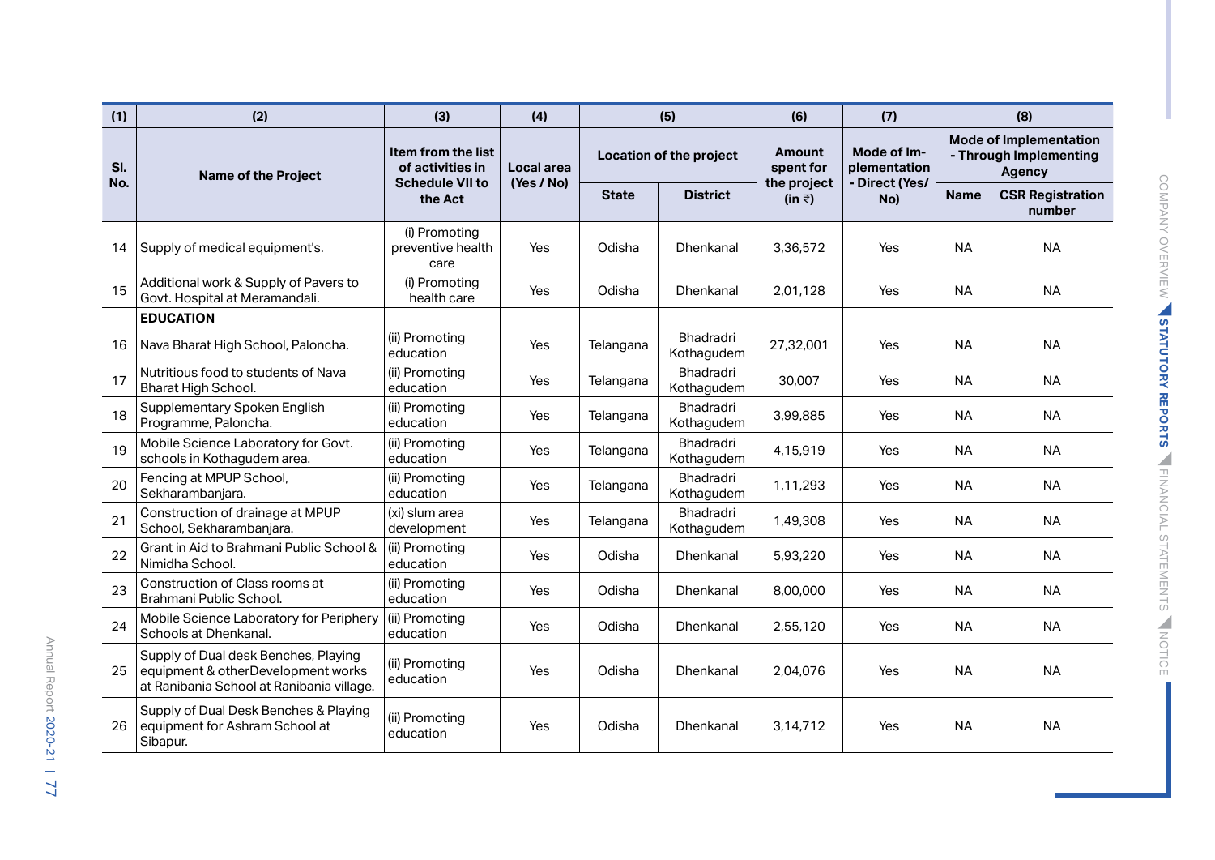| (1) | (2) | (3) | (4) | (5) | | (6) | (7) | (8) | |
|---|---|---|---|---|---|---|---|---|---|
| Sl. No. | Name of the Project | Item from the list of activities in Schedule VII to the Act | Local area (Yes / No) | Location of the project | | Amount spent for the project (in ₹) | Mode of Implementation - Direct (Yes/ No) | Mode of Implementation - Through Implementing Agency | |
| | | | | State | District | | | Name | CSR Registration number |
| 14 | Supply of medical equipment's. | (i) Promoting preventive health care | Yes | Odisha | Dhenkanal | 3,36,572 | Yes | NA | NA |
| 15 | Additional work & Supply of Pavers to Govt. Hospital at Meramandali. | (i) Promoting health care | Yes | Odisha | Dhenkanal | 2,01,128 | Yes | NA | NA |
| | **EDUCATION** | | | | | | | | |
| 16 | Nava Bharat High School, Paloncha. | (ii) Promoting education | Yes | Telangana | Bhadradri Kothagudem | 27,32,001 | Yes | NA | NA |
| 17 | Nutritious food to students of Nava Bharat High School. | (ii) Promoting education | Yes | Telangana | Bhadradri Kothagudem | 30,007 | Yes | NA | NA |
| 18 | Supplementary Spoken English Programme, Paloncha. | (ii) Promoting education | Yes | Telangana | Bhadradri Kothagudem | 3,99,885 | Yes | NA | NA |
| 19 | Mobile Science Laboratory for Govt. schools in Kothagudem area. | (ii) Promoting education | Yes | Telangana | Bhadradri Kothagudem | 4,15,919 | Yes | NA | NA |
| 20 | Fencing at MPUP School, Sekharambanjara. | (ii) Promoting education | Yes | Telangana | Bhadradri Kothagudem | 1,11,293 | Yes | NA | NA |
| 21 | Construction of drainage at MPUP School, Sekharambanjara. | (xi) slum area development | Yes | Telangana | Bhadradri Kothagudem | 1,49,308 | Yes | NA | NA |
| 22 | Grant in Aid to Brahmani Public School & Nimidha School. | (ii) Promoting education | Yes | Odisha | Dhenkanal | 5,93,220 | Yes | NA | NA |
| 23 | Construction of Class rooms at Brahmani Public School. | (ii) Promoting education | Yes | Odisha | Dhenkanal | 8,00,000 | Yes | NA | NA |
| 24 | Mobile Science Laboratory for Periphery Schools at Dhenkanal. | (ii) Promoting education | Yes | Odisha | Dhenkanal | 2,55,120 | Yes | NA | NA |
| 25 | Supply of Dual desk Benches, Playing equipment & otherDevelopment works at Ranibania School at Ranibania village. | (ii) Promoting education | Yes | Odisha | Dhenkanal | 2,04,076 | Yes | NA | NA |
| 26 | Supply of Dual Desk Benches & Playing equipment for Ashram School at Sibapur. | (ii) Promoting education | Yes | Odisha | Dhenkanal | 3,14,712 | Yes | NA | NA |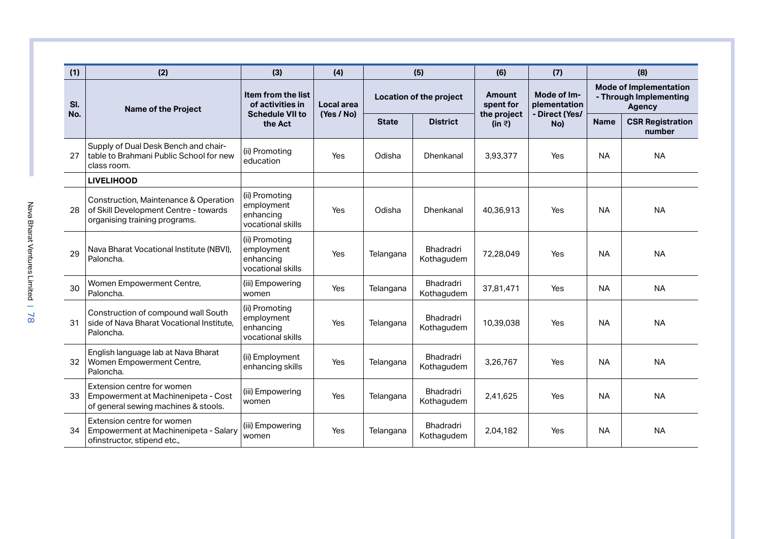| (1) | (2) | (3) | (4) | (5) | | (6) | (7) | (8) | |
|---|---|---|---|---|---|---|---|---|---|
| Sl. No. | Name of the Project | Item from the list of activities in Schedule VII to the Act | Local area (Yes / No) | Location of the project | | Amount spent for the project (in ₹) | Mode of Implementation - Direct (Yes/ No) | Mode of Implementation - Through Implementing Agency | |
| | | | | State | District | | | Name | CSR Registration number |
| 27 | Supply of Dual Desk Bench and chair-table to Brahmani Public School for new class room. | (ii) Promoting education | Yes | Odisha | Dhenkanal | 3,93,377 | Yes | NA | NA |
| | **LIVELIHOOD** | | | | | | | | |
| 28 | Construction, Maintenance & Operation of Skill Development Centre - towards organising training programs. | (ii) Promoting employment enhancing vocational skills | Yes | Odisha | Dhenkanal | 40,36,913 | Yes | NA | NA |
| 29 | Nava Bharat Vocational Institute (NBVI), Paloncha. | (ii) Promoting employment enhancing vocational skills | Yes | Telangana | Bhadradri Kothagudem | 72,28,049 | Yes | NA | NA |
| 30 | Women Empowerment Centre, Paloncha. | (iii) Empowering women | Yes | Telangana | Bhadradri Kothagudem | 37,81,471 | Yes | NA | NA |
| 31 | Construction of compound wall South side of Nava Bharat Vocational Institute, Paloncha. | (ii) Promoting employment enhancing vocational skills | Yes | Telangana | Bhadradri Kothagudem | 10,39,038 | Yes | NA | NA |
| 32 | English language lab at Nava Bharat Women Empowerment Centre, Paloncha. | (ii) Employment enhancing skills | Yes | Telangana | Bhadradri Kothagudem | 3,26,767 | Yes | NA | NA |
| 33 | Extension centre for women Empowerment at Machinenipeta - Cost of general sewing machines & stools. | (iii) Empowering women | Yes | Telangana | Bhadradri Kothagudem | 2,41,625 | Yes | NA | NA |
| 34 | Extension centre for women Empowerment at Machinenipeta - Salary ofinstructor, stipend etc., | (iii) Empowering women | Yes | Telangana | Bhadradri Kothagudem | 2,04,182 | Yes | NA | NA |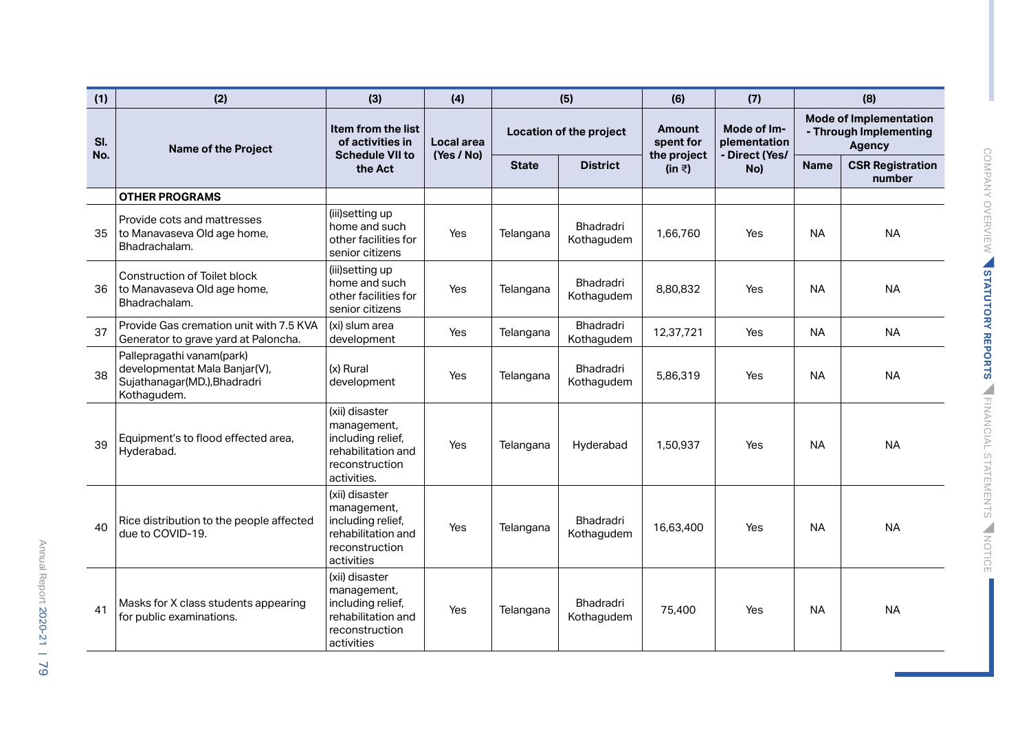| (1) | (2) | (3) | (4) | (5) | | (6) | (7) | (8) | |
|---|---|---|---|---|---|---|---|---|---|
| Sl. No. | Name of the Project | Item from the list of activities in Schedule VII to the Act | Local area (Yes / No) | Location of the project | | Amount spent for the project (in ₹) | Mode of Implementation - Direct (Yes/ No) | Mode of Implementation - Through Implementing Agency | |
| | | | | State | District | | | Name | CSR Registration number |
| | **OTHER PROGRAMS** | | | | | | | | |
| 35 | Provide cots and mattresses to Manavaseva Old age home, Bhadrachalam. | (iii)setting up home and such other facilities for senior citizens | Yes | Telangana | Bhadradri Kothagudem | 1,66,760 | Yes | NA | NA |
| 36 | Construction of Toilet block to Manavaseva Old age home, Bhadrachalam. | (iii)setting up home and such other facilities for senior citizens | Yes | Telangana | Bhadradri Kothagudem | 8,80,832 | Yes | NA | NA |
| 37 | Provide Gas cremation unit with 7.5 KVA Generator to grave yard at Paloncha. | (xi) slum area development | Yes | Telangana | Bhadradri Kothagudem | 12,37,721 | Yes | NA | NA |
| 38 | Pallepragathi vanam(park) developmentat Mala Banjar(V), Sujathanagar(MD.),Bhadradri Kothagudem. | (x) Rural development | Yes | Telangana | Bhadradri Kothagudem | 5,86,319 | Yes | NA | NA |
| 39 | Equipment's to flood effected area, Hyderabad. | (xii) disaster management, including relief, rehabilitation and reconstruction activities. | Yes | Telangana | Hyderabad | 1,50,937 | Yes | NA | NA |
| 40 | Rice distribution to the people affected due to COVID-19. | (xii) disaster management, including relief, rehabilitation and reconstruction activities | Yes | Telangana | Bhadradri Kothagudem | 16,63,400 | Yes | NA | NA |
| 41 | Masks for X class students appearing for public examinations. | (xii) disaster management, including relief, rehabilitation and reconstruction activities | Yes | Telangana | Bhadradri Kothagudem | 75,400 | Yes | NA | NA |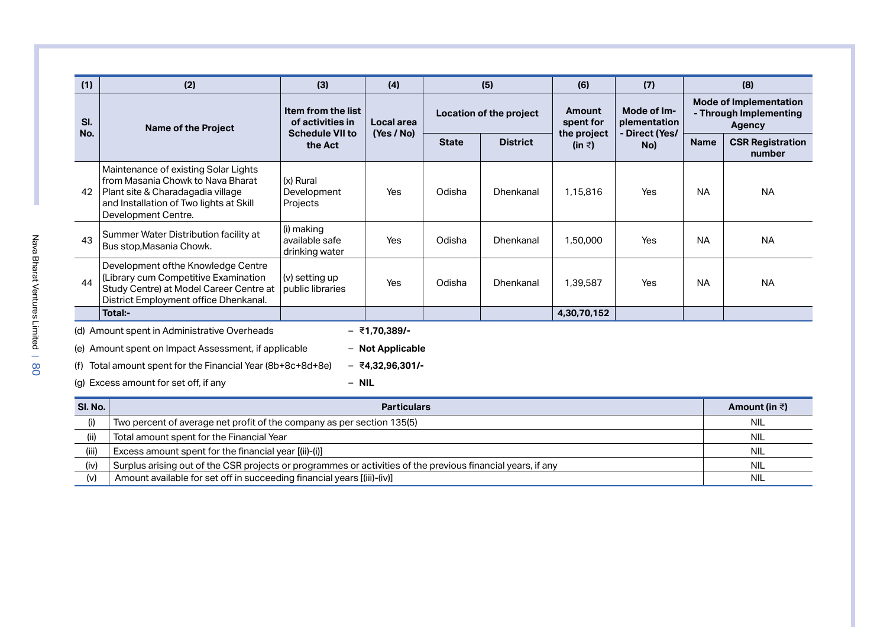| (1) | (2) | (3) | (4) | (5) | | (6) | (7) | (8) | |
|---|---|---|---|---|---|---|---|---|---|
| Sl. No. | Name of the Project | Item from the list of activities in Schedule VII to the Act | Local area (Yes / No) | Location of the project | | Amount spent for the project (in ₹) | Mode of Implementation - Direct (Yes/ No) | Mode of Implementation - Through Implementing Agency | |
| | | | | State | District | | | Name | CSR Registration number |
| 42 | Maintenance of existing Solar Lights from Masania Chowk to Nava Bharat Plant site & Charadagadia village and Installation of Two lights at Skill Development Centre. | (x) Rural Development Projects | Yes | Odisha | Dhenkanal | 1,15,816 | Yes | NA | NA |
| 43 | Summer Water Distribution facility at Bus stop,Masania Chowk. | (i) making available safe drinking water | Yes | Odisha | Dhenkanal | 1,50,000 | Yes | NA | NA |
| 44 | Development ofthe Knowledge Centre (Library cum Competitive Examination Study Centre) at Model Career Centre at District Employment office Dhenkanal. | (v) setting up public libraries | Yes | Odisha | Dhenkanal | 1,39,587 | Yes | NA | NA |
| | **Total:-** | | | | | **4,30,70,152** | | | |

(d) Amount spent in Administrative Overheads – **₹1,70,389/-**

(e) Amount spent on Impact Assessment, if applicable – **Not Applicable**

(f) Total amount spent for the Financial Year (8b+8c+8d+8e) – **₹4,32,96,301/-**

(g) Excess amount for set off, if any – **NIL**

| Sl. No. | Particulars | Amount (in ₹) |
|---|---|---|
| (i) | Two percent of average net profit of the company as per section 135(5) | NIL |
| (ii) | Total amount spent for the Financial Year | NIL |
| (iii) | Excess amount spent for the financial year [(ii)-(i)] | NIL |
| (iv) | Surplus arising out of the CSR projects or programmes or activities of the previous financial years, if any | NIL |
| (v) | Amount available for set off in succeeding financial years [(iii)-(iv)] | NIL |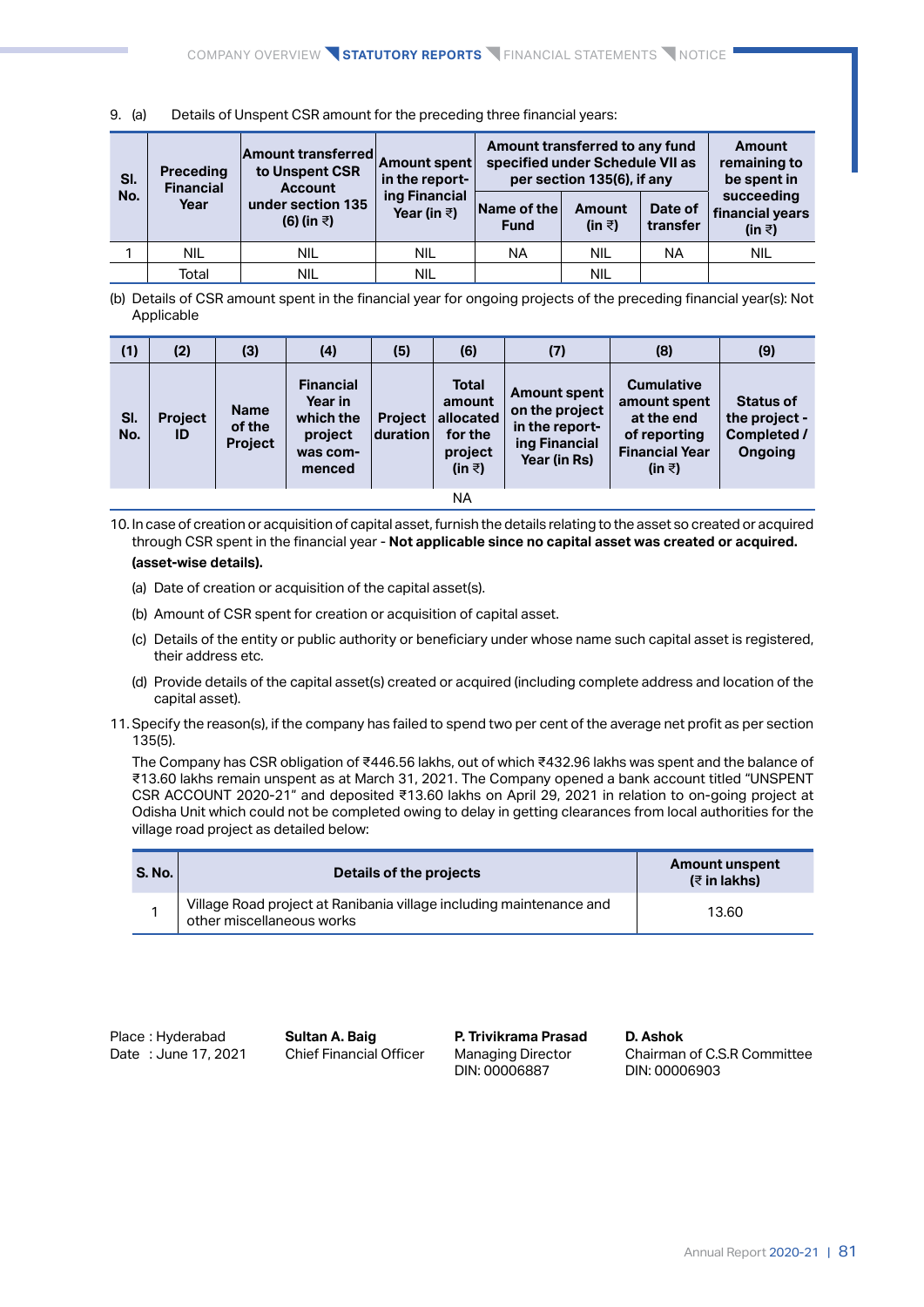9. (a) Details of Unspent CSR amount for the preceding three financial years:

| Sl. No. | Preceding Financial Year | Amount transferred to Unspent CSR Account under section 135 (6) (in ₹) | Amount spent in the reporting Financial Year (in ₹) | Amount transferred to any fund specified under Schedule VII as per section 135(6), if any | | | Amount remaining to be spent in succeeding financial years (in ₹) |
|---|---|---|---|---|---|---|---|
| | | | | Name of the Fund | Amount (in ₹) | Date of transfer | |
| 1 | NIL | NIL | NIL | NA | NIL | NA | NIL |
| | Total | NIL | NIL | | NIL | | |

(b) Details of CSR amount spent in the financial year for ongoing projects of the preceding financial year(s): Not Applicable

| (1) | (2) | (3) | (4) | (5) | (6) | (7) | (8) | (9) |
|---|---|---|---|---|---|---|---|---|
| Sl. No. | Project ID | Name of the Project | Financial Year in which the project was commenced | Project duration | Total amount allocated for the project (in ₹) | Amount spent on the project in the reporting Financial Year (in Rs) | Cumulative amount spent at the end of reporting Financial Year (in ₹) | Status of the project - Completed / Ongoing |
| NA | | | | | | | | |

10. In case of creation or acquisition of capital asset, furnish the details relating to the asset so created or acquired through CSR spent in the financial year - **Not applicable since no capital asset was created or acquired. (asset-wise details).**

   (a) Date of creation or acquisition of the capital asset(s).

   (b) Amount of CSR spent for creation or acquisition of capital asset.

   (c) Details of the entity or public authority or beneficiary under whose name such capital asset is registered, their address etc.

   (d) Provide details of the capital asset(s) created or acquired (including complete address and location of the capital asset).

11. Specify the reason(s), if the company has failed to spend two per cent of the average net profit as per section 135(5).

   The Company has CSR obligation of ₹446.56 lakhs, out of which ₹432.96 lakhs was spent and the balance of ₹13.60 lakhs remain unspent as at March 31, 2021. The Company opened a bank account titled "UNSPENT CSR ACCOUNT 2020-21" and deposited ₹13.60 lakhs on April 29, 2021 in relation to on-going project at Odisha Unit which could not be completed owing to delay in getting clearances from local authorities for the village road project as detailed below:

| S. No. | Details of the projects | Amount unspent (₹ in lakhs) |
|---|---|---|
| 1 | Village Road project at Ranibania village including maintenance and other miscellaneous works | 13.60 |

Place : Hyderabad
Date : June 17, 2021

**Sultan A. Baig**
Chief Financial Officer

**P. Trivikrama Prasad**
Managing Director
DIN: 00006887

**D. Ashok**
Chairman of C.S.R Committee
DIN: 00006903